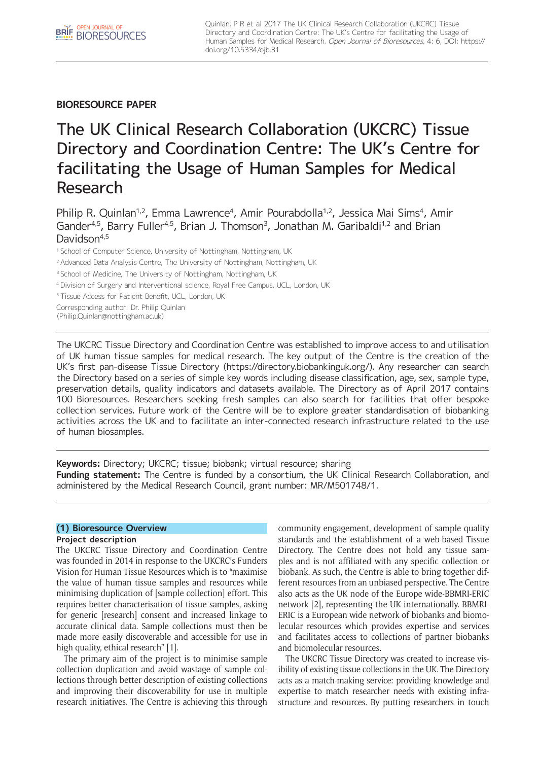**BIORESOURCE PAPER**

# The UK Clinical Research Collaboration (UKCRC) Tissue Directory and Coordination Centre: The UK's Centre for facilitating the Usage of Human Samples for Medical Research

Philip R. Quinlan[1,2], Emma Lawrence[4], Amir Pourabdolla[1,2], Jessica Mai Sims[4], Amir Gander[4,5], Barry Fuller[4,5], Brian J. Thomson[3], Jonathan M. Garibaldi[1,2] and Brian Davidson[4,5]

[1] School of Computer Science, University of Nottingham, Nottingham, UK

[2] Advanced Data Analysis Centre, The University of Nottingham, Nottingham, UK

[3] School of Medicine, The University of Nottingham, Nottingham, UK

[4] Division of Surgery and Interventional science, Royal Free Campus, UCL, London, UK

[5] Tissue Access for Patient Benefit, UCL, London, UK

Corresponding author: Dr. Philip Quinlan (Philip.Quinlan@nottingham.ac.uk)

The UKCRC Tissue Directory and Coordination Centre was established to improve access to and utilisation of UK human tissue samples for medical research. The key output of the Centre is the creation of the UK's first pan-disease Tissue Directory (https://directory.biobankinguk.org/). Any researcher can search the Directory based on a series of simple key words including disease classification, age, sex, sample type, preservation details, quality indicators and datasets available. The Directory as of April 2017 contains 100 Bioresources. Researchers seeking fresh samples can also search for facilities that offer bespoke collection services. Future work of the Centre will be to explore greater standardisation of biobanking activities across the UK and to facilitate an inter-connected research infrastructure related to the use of human biosamples.

**Keywords:** Directory; UKCRC; tissue; biobank; virtual resource; sharing

**Funding statement:** The Centre is funded by a consortium, the UK Clinical Research Collaboration, and administered by the Medical Research Council, grant number: MR/M501748/1.

## (1) Bioresource Overview

### Project description

The UKCRC Tissue Directory and Coordination Centre was founded in 2014 in response to the UKCRC's Funders Vision for Human Tissue Resources which is to "maximise the value of human tissue samples and resources while minimising duplication of [sample collection] effort. This requires better characterisation of tissue samples, asking for generic [research] consent and increased linkage to accurate clinical data. Sample collections must then be made more easily discoverable and accessible for use in high quality, ethical research" [1].

The primary aim of the project is to minimise sample collection duplication and avoid wastage of sample collections through better description of existing collections and improving their discoverability for use in multiple research initiatives. The Centre is achieving this through community engagement, development of sample quality standards and the establishment of a web-based Tissue Directory. The Centre does not hold any tissue samples and is not affiliated with any specific collection or biobank. As such, the Centre is able to bring together different resources from an unbiased perspective. The Centre also acts as the UK node of the Europe wide-BBMRI-ERIC network [2], representing the UK internationally. BBMRI-ERIC is a European wide network of biobanks and biomolecular resources which provides expertise and services and facilitates access to collections of partner biobanks and biomolecular resources.

The UKCRC Tissue Directory was created to increase visibility of existing tissue collections in the UK. The Directory acts as a match-making service: providing knowledge and expertise to match researcher needs with existing infrastructure and resources. By putting researchers in touch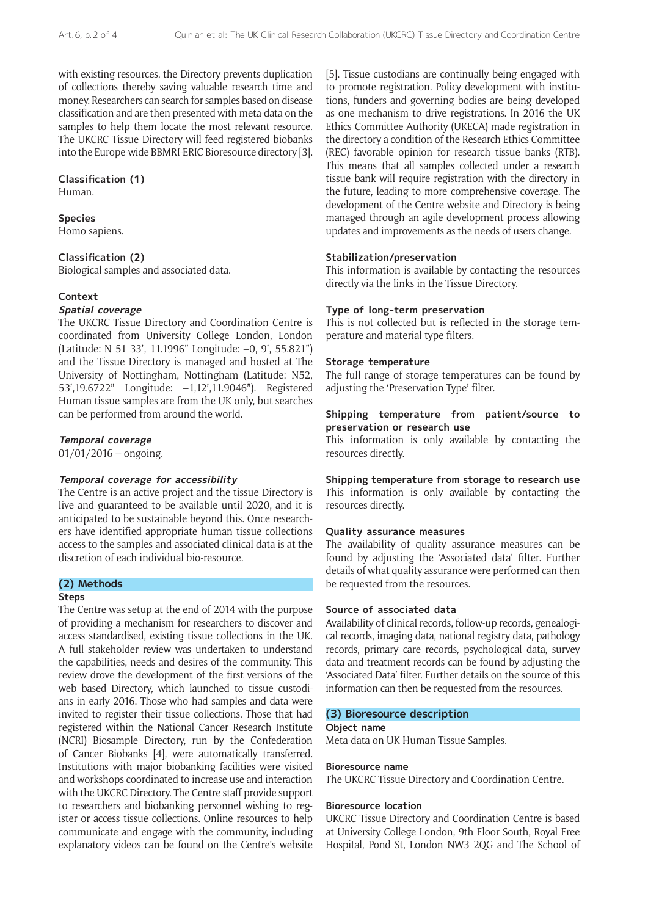with existing resources, the Directory prevents duplication of collections thereby saving valuable research time and money. Researchers can search for samples based on disease classification and are then presented with meta-data on the samples to help them locate the most relevant resource. The UKCRC Tissue Directory will feed registered biobanks into the Europe-wide BBMRI-ERIC Bioresource directory [3].

**Classification (1)**
Human.

**Species**
Homo sapiens.

**Classification (2)**
Biological samples and associated data.

**Context**

***Spatial coverage***
The UKCRC Tissue Directory and Coordination Centre is coordinated from University College London, London (Latitude: N 51 33', 11.1996" Longitude: –0, 9', 55.821") and the Tissue Directory is managed and hosted at The University of Nottingham, Nottingham (Latitude: N52, 53',19.6722" Longitude: –1,12',11.9046"). Registered Human tissue samples are from the UK only, but searches can be performed from around the world.

***Temporal coverage***
01/01/2016 – ongoing.

***Temporal coverage for accessibility***
The Centre is an active project and the tissue Directory is live and guaranteed to be available until 2020, and it is anticipated to be sustainable beyond this. Once researchers have identified appropriate human tissue collections access to the samples and associated clinical data is at the discretion of each individual bio-resource.

## (2) Methods

**Steps**
The Centre was setup at the end of 2014 with the purpose of providing a mechanism for researchers to discover and access standardised, existing tissue collections in the UK. A full stakeholder review was undertaken to understand the capabilities, needs and desires of the community. This review drove the development of the first versions of the web based Directory, which launched to tissue custodians in early 2016. Those who had samples and data were invited to register their tissue collections. Those that had registered within the National Cancer Research Institute (NCRI) Biosample Directory, run by the Confederation of Cancer Biobanks [4], were automatically transferred. Institutions with major biobanking facilities were visited and workshops coordinated to increase use and interaction with the UKCRC Directory. The Centre staff provide support to researchers and biobanking personnel wishing to register or access tissue collections. Online resources to help communicate and engage with the community, including explanatory videos can be found on the Centre's website [5]. Tissue custodians are continually being engaged with to promote registration. Policy development with institutions, funders and governing bodies are being developed as one mechanism to drive registrations. In 2016 the UK Ethics Committee Authority (UKECA) made registration in the directory a condition of the Research Ethics Committee (REC) favorable opinion for research tissue banks (RTB). This means that all samples collected under a research tissue bank will require registration with the directory in the future, leading to more comprehensive coverage. The development of the Centre website and Directory is being managed through an agile development process allowing updates and improvements as the needs of users change.

**Stabilization/preservation**
This information is available by contacting the resources directly via the links in the Tissue Directory.

**Type of long-term preservation**
This is not collected but is reflected in the storage temperature and material type filters.

**Storage temperature**
The full range of storage temperatures can be found by adjusting the 'Preservation Type' filter.

**Shipping temperature from patient/source to preservation or research use**
This information is only available by contacting the resources directly.

**Shipping temperature from storage to research use**
This information is only available by contacting the resources directly.

**Quality assurance measures**
The availability of quality assurance measures can be found by adjusting the 'Associated data' filter. Further details of what quality assurance were performed can then be requested from the resources.

**Source of associated data**
Availability of clinical records, follow-up records, genealogical records, imaging data, national registry data, pathology records, primary care records, psychological data, survey data and treatment records can be found by adjusting the 'Associated Data' filter. Further details on the source of this information can then be requested from the resources.

## (3) Bioresource description

**Object name**
Meta-data on UK Human Tissue Samples.

**Bioresource name**
The UKCRC Tissue Directory and Coordination Centre.

**Bioresource location**
UKCRC Tissue Directory and Coordination Centre is based at University College London, 9th Floor South, Royal Free Hospital, Pond St, London NW3 2QG and The School of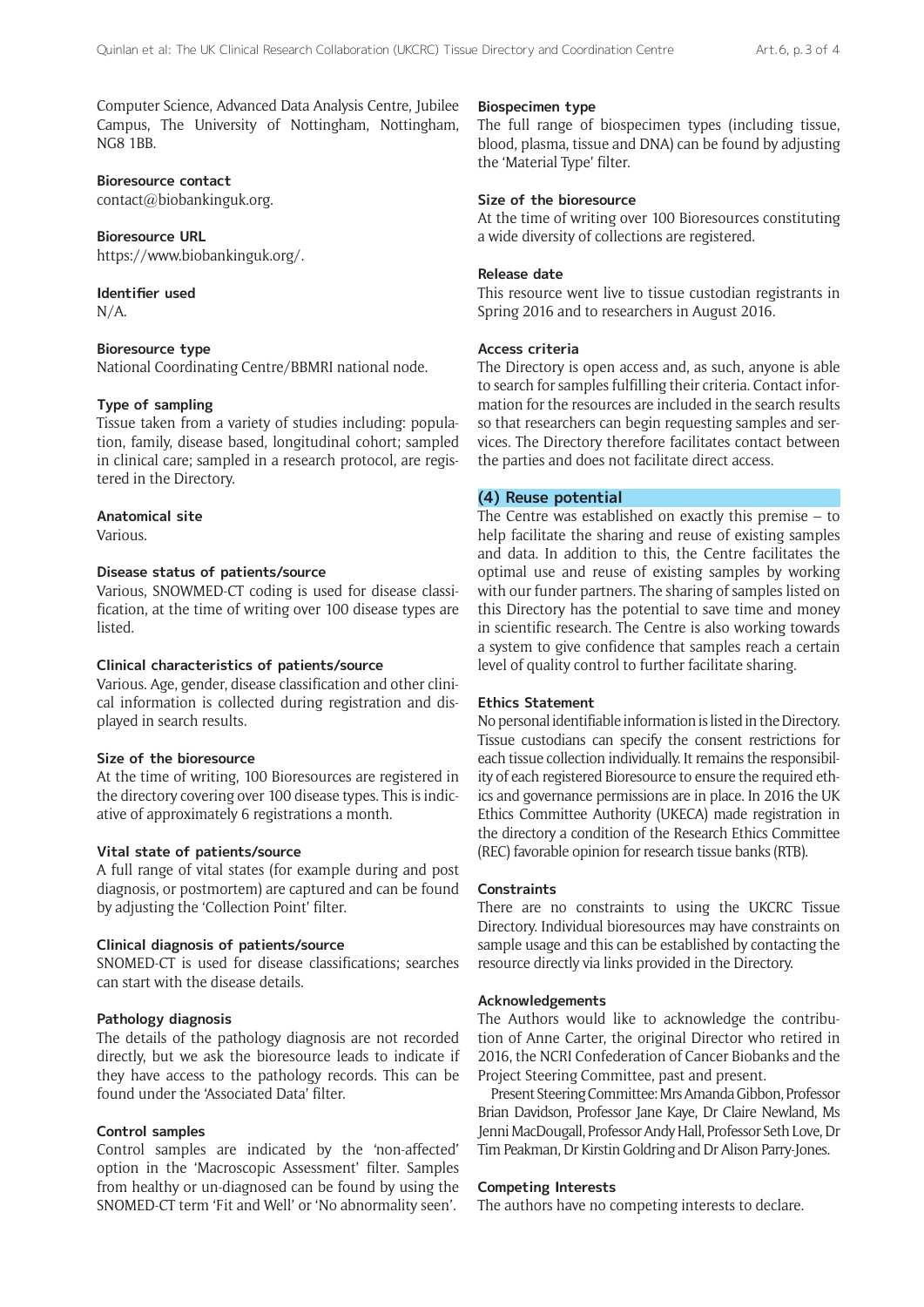Computer Science, Advanced Data Analysis Centre, Jubilee Campus, The University of Nottingham, Nottingham, NG8 1BB.

**Bioresource contact**

contact@biobankinguk.org.

**Bioresource URL**

https://www.biobankinguk.org/.

**Identifier used**

N/A.

**Bioresource type**

National Coordinating Centre/BBMRI national node.

**Type of sampling**

Tissue taken from a variety of studies including: population, family, disease based, longitudinal cohort; sampled in clinical care; sampled in a research protocol, are registered in the Directory.

**Anatomical site**

Various.

**Disease status of patients/source**

Various, SNOWMED-CT coding is used for disease classification, at the time of writing over 100 disease types are listed.

**Clinical characteristics of patients/source**

Various. Age, gender, disease classification and other clinical information is collected during registration and displayed in search results.

**Size of the bioresource**

At the time of writing, 100 Bioresources are registered in the directory covering over 100 disease types. This is indicative of approximately 6 registrations a month.

**Vital state of patients/source**

A full range of vital states (for example during and post diagnosis, or postmortem) are captured and can be found by adjusting the 'Collection Point' filter.

**Clinical diagnosis of patients/source**

SNOMED-CT is used for disease classifications; searches can start with the disease details.

**Pathology diagnosis**

The details of the pathology diagnosis are not recorded directly, but we ask the bioresource leads to indicate if they have access to the pathology records. This can be found under the 'Associated Data' filter.

**Control samples**

Control samples are indicated by the 'non-affected' option in the 'Macroscopic Assessment' filter. Samples from healthy or un-diagnosed can be found by using the SNOMED-CT term 'Fit and Well' or 'No abnormality seen'.

**Biospecimen type**

The full range of biospecimen types (including tissue, blood, plasma, tissue and DNA) can be found by adjusting the 'Material Type' filter.

**Size of the bioresource**

At the time of writing over 100 Bioresources constituting a wide diversity of collections are registered.

**Release date**

This resource went live to tissue custodian registrants in Spring 2016 and to researchers in August 2016.

**Access criteria**

The Directory is open access and, as such, anyone is able to search for samples fulfilling their criteria. Contact information for the resources are included in the search results so that researchers can begin requesting samples and services. The Directory therefore facilitates contact between the parties and does not facilitate direct access.

## (4) Reuse potential

The Centre was established on exactly this premise – to help facilitate the sharing and reuse of existing samples and data. In addition to this, the Centre facilitates the optimal use and reuse of existing samples by working with our funder partners. The sharing of samples listed on this Directory has the potential to save time and money in scientific research. The Centre is also working towards a system to give confidence that samples reach a certain level of quality control to further facilitate sharing.

**Ethics Statement**

No personal identifiable information is listed in the Directory. Tissue custodians can specify the consent restrictions for each tissue collection individually. It remains the responsibility of each registered Bioresource to ensure the required ethics and governance permissions are in place. In 2016 the UK Ethics Committee Authority (UKECA) made registration in the directory a condition of the Research Ethics Committee (REC) favorable opinion for research tissue banks (RTB).

**Constraints**

There are no constraints to using the UKCRC Tissue Directory. Individual bioresources may have constraints on sample usage and this can be established by contacting the resource directly via links provided in the Directory.

**Acknowledgements**

The Authors would like to acknowledge the contribution of Anne Carter, the original Director who retired in 2016, the NCRI Confederation of Cancer Biobanks and the Project Steering Committee, past and present.

Present Steering Committee: Mrs Amanda Gibbon, Professor Brian Davidson, Professor Jane Kaye, Dr Claire Newland, Ms Jenni MacDougall, Professor Andy Hall, Professor Seth Love, Dr Tim Peakman, Dr Kirstin Goldring and Dr Alison Parry-Jones.

**Competing Interests**

The authors have no competing interests to declare.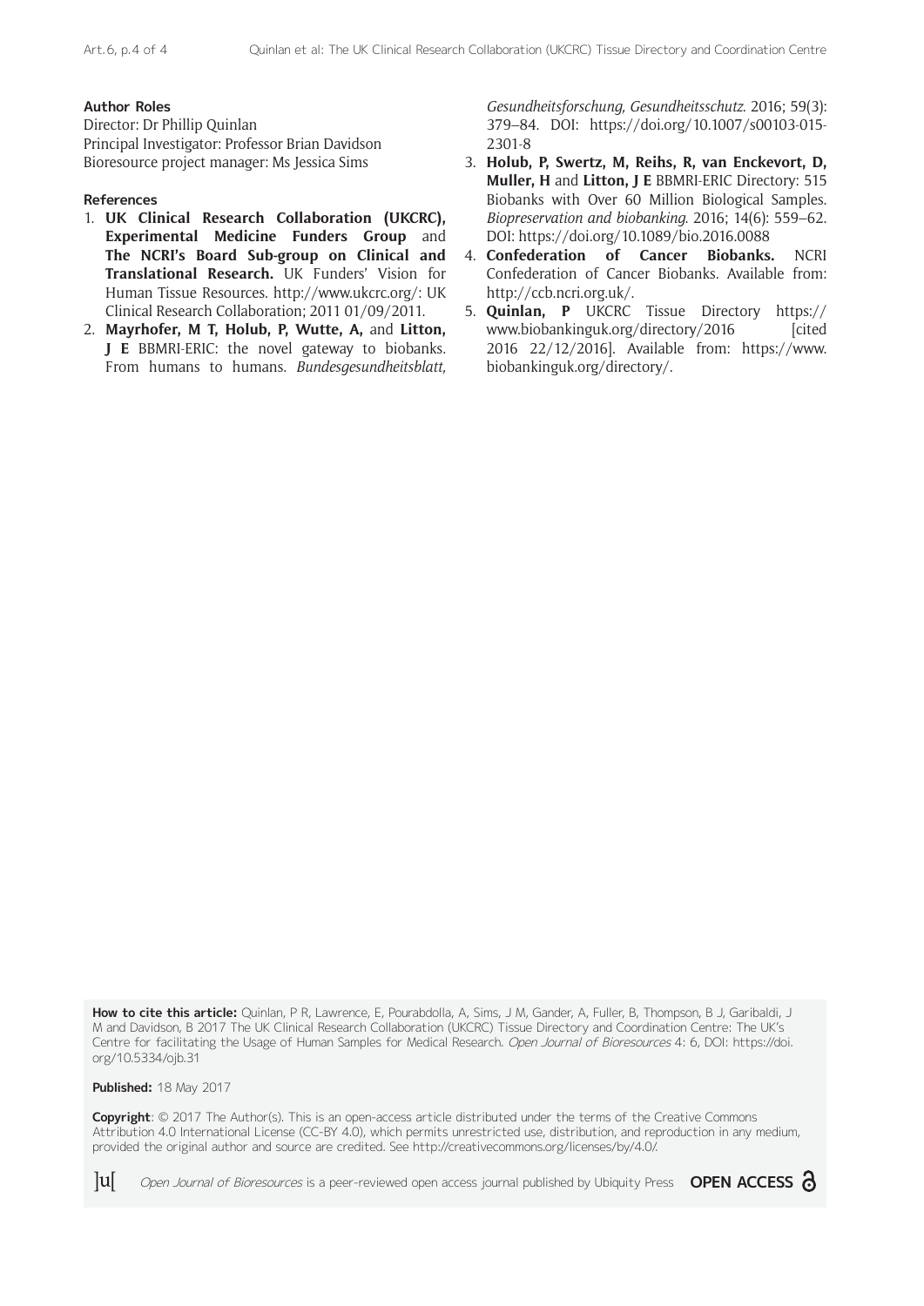**Author Roles**

Director: Dr Phillip Quinlan
Principal Investigator: Professor Brian Davidson
Bioresource project manager: Ms Jessica Sims

**References**

1. **UK Clinical Research Collaboration (UKCRC), Experimental Medicine Funders Group** and **The NCRI's Board Sub-group on Clinical and Translational Research.** UK Funders' Vision for Human Tissue Resources. http://www.ukcrc.org/: UK Clinical Research Collaboration; 2011 01/09/2011.
2. **Mayrhofer, M T, Holub, P, Wutte, A,** and **Litton, J E** BBMRI-ERIC: the novel gateway to biobanks. From humans to humans. *Bundesgesundheitsblatt, Gesundheitsforschung, Gesundheitsschutz.* 2016; 59(3): 379–84. DOI: https://doi.org/10.1007/s00103-015-2301-8
3. **Holub, P, Swertz, M, Reihs, R, van Enckevort, D, Muller, H** and **Litton, J E** BBMRI-ERIC Directory: 515 Biobanks with Over 60 Million Biological Samples. *Biopreservation and biobanking.* 2016; 14(6): 559–62. DOI: https://doi.org/10.1089/bio.2016.0088
4. **Confederation of Cancer Biobanks.** NCRI Confederation of Cancer Biobanks. Available from: http://ccb.ncri.org.uk/.
5. **Quinlan, P** UKCRC Tissue Directory https://www.biobankinguk.org/directory/2016 [cited 2016 22/12/2016]. Available from: https://www.biobankinguk.org/directory/.

**How to cite this article:** Quinlan, P R, Lawrence, E, Pourabdolla, A, Sims, J M, Gander, A, Fuller, B, Thompson, B J, Garibaldi, J M and Davidson, B 2017 The UK Clinical Research Collaboration (UKCRC) Tissue Directory and Coordination Centre: The UK's Centre for facilitating the Usage of Human Samples for Medical Research. *Open Journal of Bioresources* 4: 6, DOI: https://doi.org/10.5334/ojb.31

**Published:** 18 May 2017

**Copyright**: © 2017 The Author(s). This is an open-access article distributed under the terms of the Creative Commons Attribution 4.0 International License (CC-BY 4.0), which permits unrestricted use, distribution, and reproduction in any medium, provided the original author and source are credited. See http://creativecommons.org/licenses/by/4.0/.

*Open Journal of Bioresources* is a peer-reviewed open access journal published by Ubiquity Press **OPEN ACCESS**